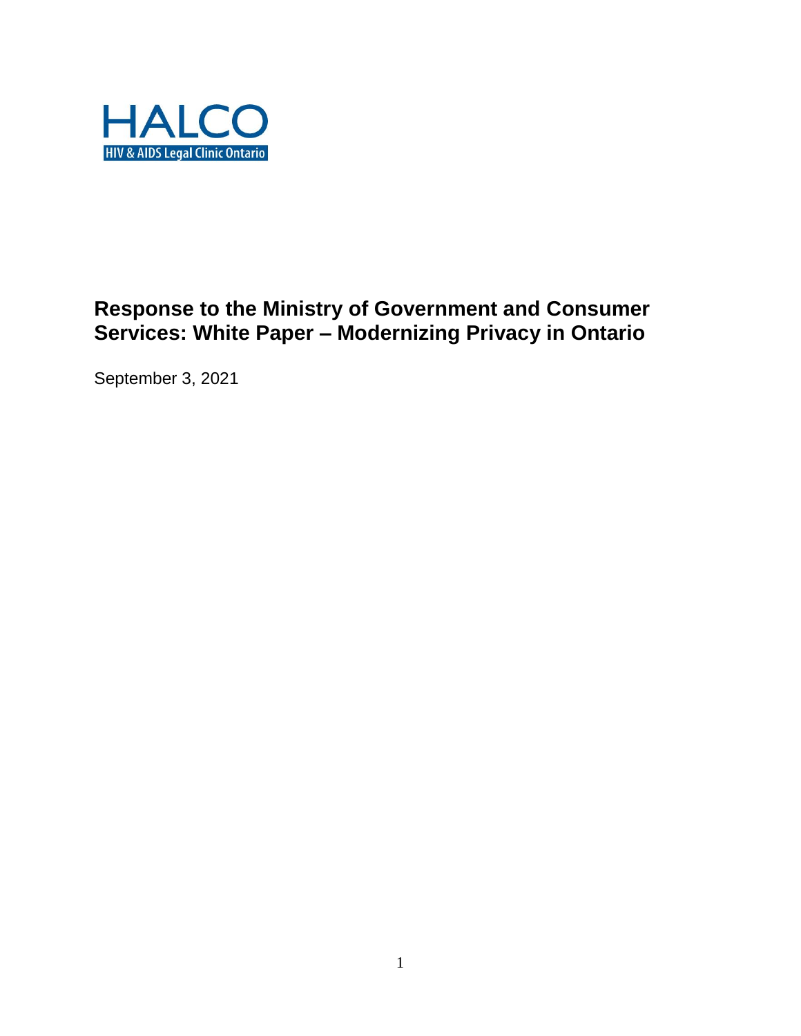HALCO

HIV & AIDS Legal Clinic Ontario

# Response to the Ministry of Government and Consumer Services: White Paper – Modernizing Privacy in Ontario

September 3, 2021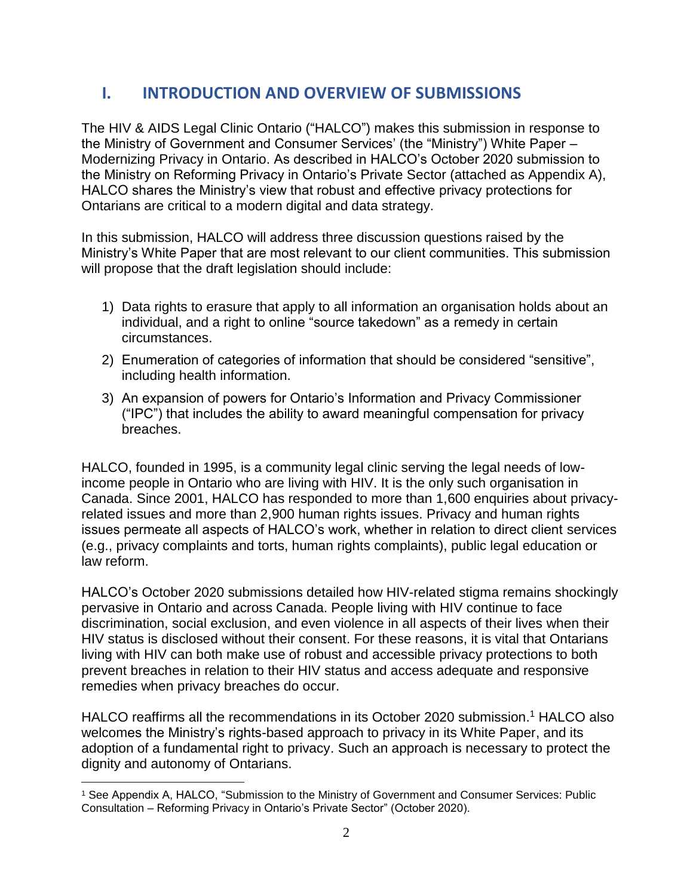## I. INTRODUCTION AND OVERVIEW OF SUBMISSIONS

The HIV & AIDS Legal Clinic Ontario ("HALCO") makes this submission in response to the Ministry of Government and Consumer Services' (the "Ministry") White Paper – Modernizing Privacy in Ontario. As described in HALCO's October 2020 submission to the Ministry on Reforming Privacy in Ontario's Private Sector (attached as Appendix A), HALCO shares the Ministry's view that robust and effective privacy protections for Ontarians are critical to a modern digital and data strategy.

In this submission, HALCO will address three discussion questions raised by the Ministry's White Paper that are most relevant to our client communities. This submission will propose that the draft legislation should include:

1) Data rights to erasure that apply to all information an organisation holds about an individual, and a right to online "source takedown" as a remedy in certain circumstances.
2) Enumeration of categories of information that should be considered "sensitive", including health information.
3) An expansion of powers for Ontario's Information and Privacy Commissioner ("IPC") that includes the ability to award meaningful compensation for privacy breaches.

HALCO, founded in 1995, is a community legal clinic serving the legal needs of low-income people in Ontario who are living with HIV. It is the only such organisation in Canada. Since 2001, HALCO has responded to more than 1,600 enquiries about privacy-related issues and more than 2,900 human rights issues. Privacy and human rights issues permeate all aspects of HALCO's work, whether in relation to direct client services (e.g., privacy complaints and torts, human rights complaints), public legal education or law reform.

HALCO's October 2020 submissions detailed how HIV-related stigma remains shockingly pervasive in Ontario and across Canada. People living with HIV continue to face discrimination, social exclusion, and even violence in all aspects of their lives when their HIV status is disclosed without their consent. For these reasons, it is vital that Ontarians living with HIV can both make use of robust and accessible privacy protections to both prevent breaches in relation to their HIV status and access adequate and responsive remedies when privacy breaches do occur.

HALCO reaffirms all the recommendations in its October 2020 submission.[1] HALCO also welcomes the Ministry's rights-based approach to privacy in its White Paper, and its adoption of a fundamental right to privacy. Such an approach is necessary to protect the dignity and autonomy of Ontarians.

[1] See Appendix A, HALCO, "Submission to the Ministry of Government and Consumer Services: Public Consultation – Reforming Privacy in Ontario's Private Sector" (October 2020).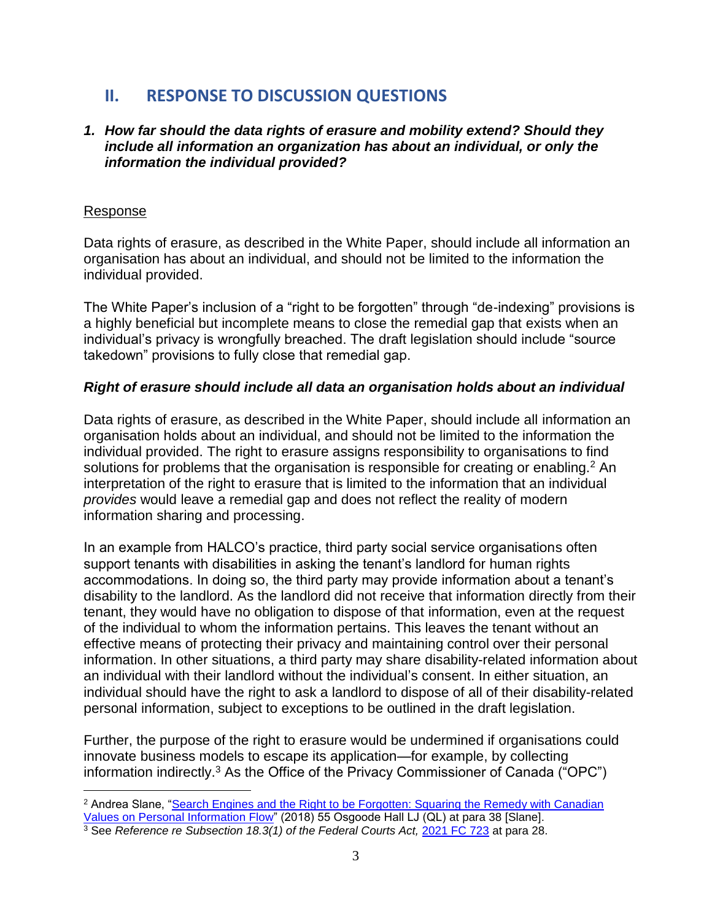## II. RESPONSE TO DISCUSSION QUESTIONS

### *1. How far should the data rights of erasure and mobility extend? Should they include all information an organization has about an individual, or only the information the individual provided?*

Response

Data rights of erasure, as described in the White Paper, should include all information an organisation has about an individual, and should not be limited to the information the individual provided.

The White Paper's inclusion of a "right to be forgotten" through "de-indexing" provisions is a highly beneficial but incomplete means to close the remedial gap that exists when an individual's privacy is wrongfully breached. The draft legislation should include "source takedown" provisions to fully close that remedial gap.

#### ***Right of erasure should include all data an organisation holds about an individual***

Data rights of erasure, as described in the White Paper, should include all information an organisation holds about an individual, and should not be limited to the information the individual provided. The right to erasure assigns responsibility to organisations to find solutions for problems that the organisation is responsible for creating or enabling.[2] An interpretation of the right to erasure that is limited to the information that an individual *provides* would leave a remedial gap and does not reflect the reality of modern information sharing and processing.

In an example from HALCO's practice, third party social service organisations often support tenants with disabilities in asking the tenant's landlord for human rights accommodations. In doing so, the third party may provide information about a tenant's disability to the landlord. As the landlord did not receive that information directly from their tenant, they would have no obligation to dispose of that information, even at the request of the individual to whom the information pertains. This leaves the tenant without an effective means of protecting their privacy and maintaining control over their personal information. In other situations, a third party may share disability-related information about an individual with their landlord without the individual's consent. In either situation, an individual should have the right to ask a landlord to dispose of all of their disability-related personal information, subject to exceptions to be outlined in the draft legislation.

Further, the purpose of the right to erasure would be undermined if organisations could innovate business models to escape its application—for example, by collecting information indirectly.[3] As the Office of the Privacy Commissioner of Canada ("OPC")

---

[2] Andrea Slane, "Search Engines and the Right to be Forgotten: Squaring the Remedy with Canadian Values on Personal Information Flow" (2018) 55 Osgoode Hall LJ (QL) at para 38 [Slane].

[3] See *Reference re Subsection 18.3(1) of the Federal Courts Act,* 2021 FC 723 at para 28.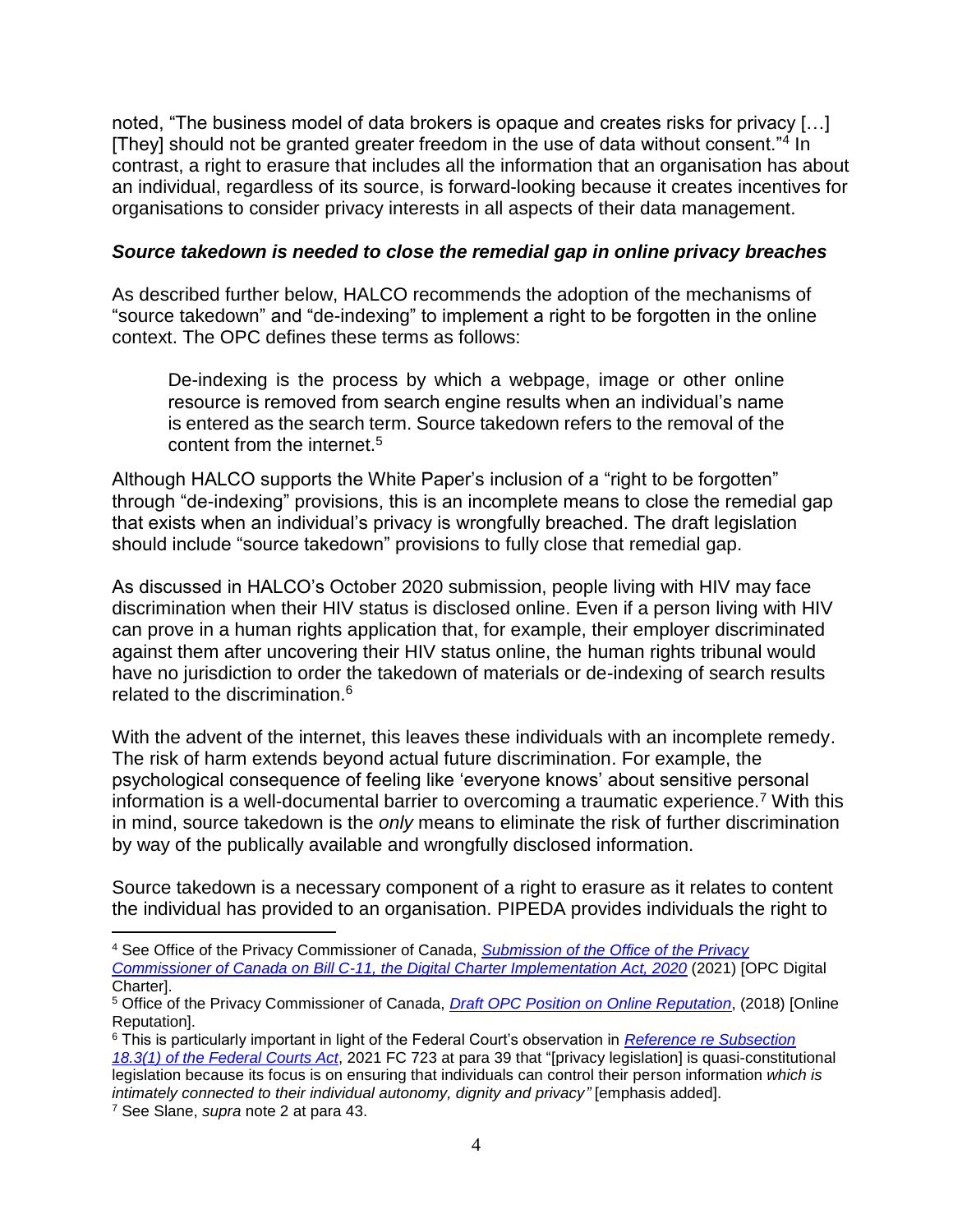noted, "The business model of data brokers is opaque and creates risks for privacy […] [They] should not be granted greater freedom in the use of data without consent."[4] In contrast, a right to erasure that includes all the information that an organisation has about an individual, regardless of its source, is forward-looking because it creates incentives for organisations to consider privacy interests in all aspects of their data management.

***Source takedown is needed to close the remedial gap in online privacy breaches***

As described further below, HALCO recommends the adoption of the mechanisms of "source takedown" and "de-indexing" to implement a right to be forgotten in the online context. The OPC defines these terms as follows:

> De-indexing is the process by which a webpage, image or other online resource is removed from search engine results when an individual's name is entered as the search term. Source takedown refers to the removal of the content from the internet.[5]

Although HALCO supports the White Paper's inclusion of a "right to be forgotten" through "de-indexing" provisions, this is an incomplete means to close the remedial gap that exists when an individual's privacy is wrongfully breached. The draft legislation should include "source takedown" provisions to fully close that remedial gap.

As discussed in HALCO's October 2020 submission, people living with HIV may face discrimination when their HIV status is disclosed online. Even if a person living with HIV can prove in a human rights application that, for example, their employer discriminated against them after uncovering their HIV status online, the human rights tribunal would have no jurisdiction to order the takedown of materials or de-indexing of search results related to the discrimination.[6]

With the advent of the internet, this leaves these individuals with an incomplete remedy. The risk of harm extends beyond actual future discrimination. For example, the psychological consequence of feeling like 'everyone knows' about sensitive personal information is a well-documental barrier to overcoming a traumatic experience.[7] With this in mind, source takedown is the *only* means to eliminate the risk of further discrimination by way of the publically available and wrongfully disclosed information.

Source takedown is a necessary component of a right to erasure as it relates to content the individual has provided to an organisation. PIPEDA provides individuals the right to

---

[4] See Office of the Privacy Commissioner of Canada, *Submission of the Office of the Privacy Commissioner of Canada on Bill C-11, the Digital Charter Implementation Act, 2020* (2021) [OPC Digital Charter].

[5] Office of the Privacy Commissioner of Canada, *Draft OPC Position on Online Reputation*, (2018) [Online Reputation].

[6] This is particularly important in light of the Federal Court's observation in *Reference re Subsection 18.3(1) of the Federal Courts Act*, 2021 FC 723 at para 39 that "[privacy legislation] is quasi-constitutional legislation because its focus is on ensuring that individuals can control their person information *which is intimately connected to their individual autonomy, dignity and privacy"* [emphasis added].

[7] See Slane, *supra* note 2 at para 43.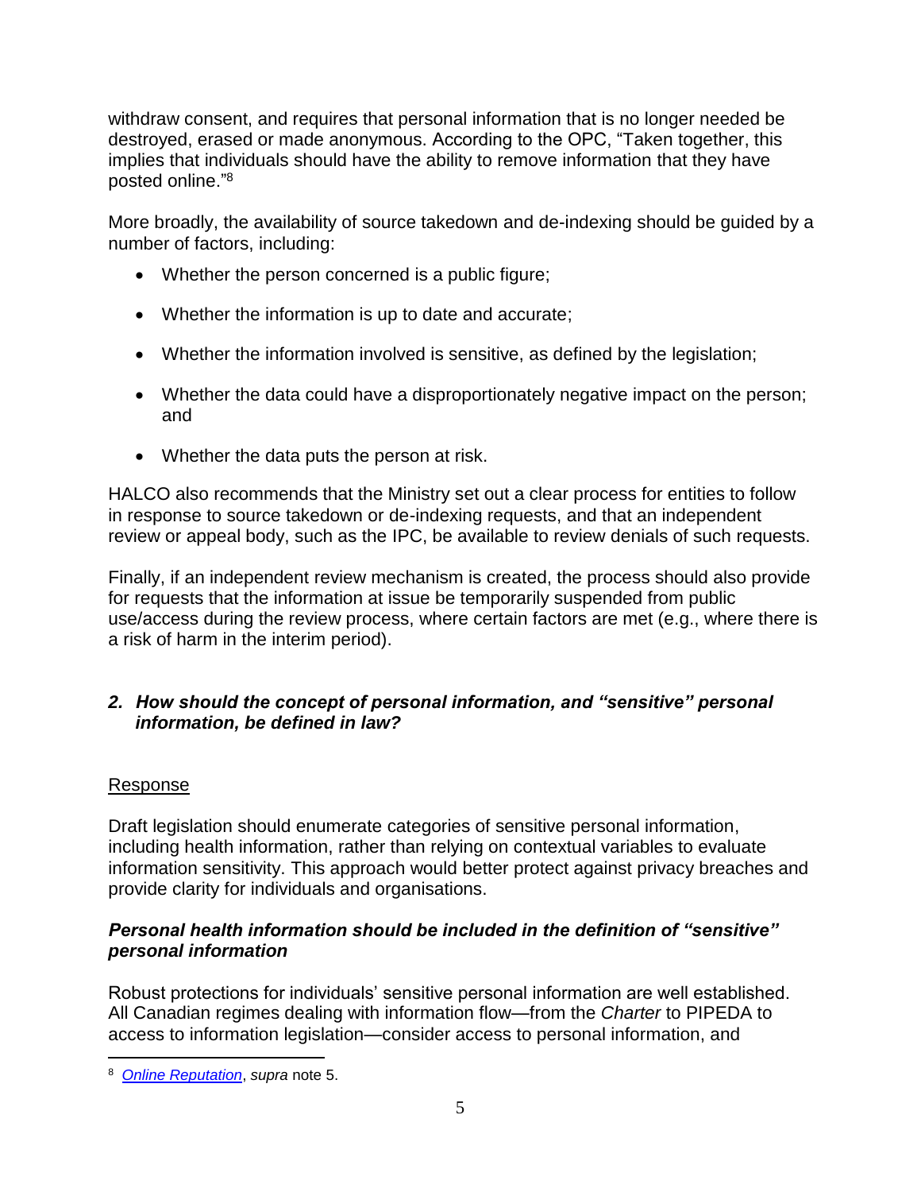withdraw consent, and requires that personal information that is no longer needed be destroyed, erased or made anonymous. According to the OPC, "Taken together, this implies that individuals should have the ability to remove information that they have posted online."[8]

More broadly, the availability of source takedown and de-indexing should be guided by a number of factors, including:

- Whether the person concerned is a public figure;
- Whether the information is up to date and accurate;
- Whether the information involved is sensitive, as defined by the legislation;
- Whether the data could have a disproportionately negative impact on the person; and
- Whether the data puts the person at risk.

HALCO also recommends that the Ministry set out a clear process for entities to follow in response to source takedown or de-indexing requests, and that an independent review or appeal body, such as the IPC, be available to review denials of such requests.

Finally, if an independent review mechanism is created, the process should also provide for requests that the information at issue be temporarily suspended from public use/access during the review process, where certain factors are met (e.g., where there is a risk of harm in the interim period).

### *2. How should the concept of personal information, and "sensitive" personal information, be defined in law?*

<u>Response</u>

Draft legislation should enumerate categories of sensitive personal information, including health information, rather than relying on contextual variables to evaluate information sensitivity. This approach would better protect against privacy breaches and provide clarity for individuals and organisations.

#### *Personal health information should be included in the definition of "sensitive" personal information*

Robust protections for individuals' sensitive personal information are well established. All Canadian regimes dealing with information flow—from the *Charter* to PIPEDA to access to information legislation—consider access to personal information, and

---

[8] *Online Reputation*, *supra* note 5.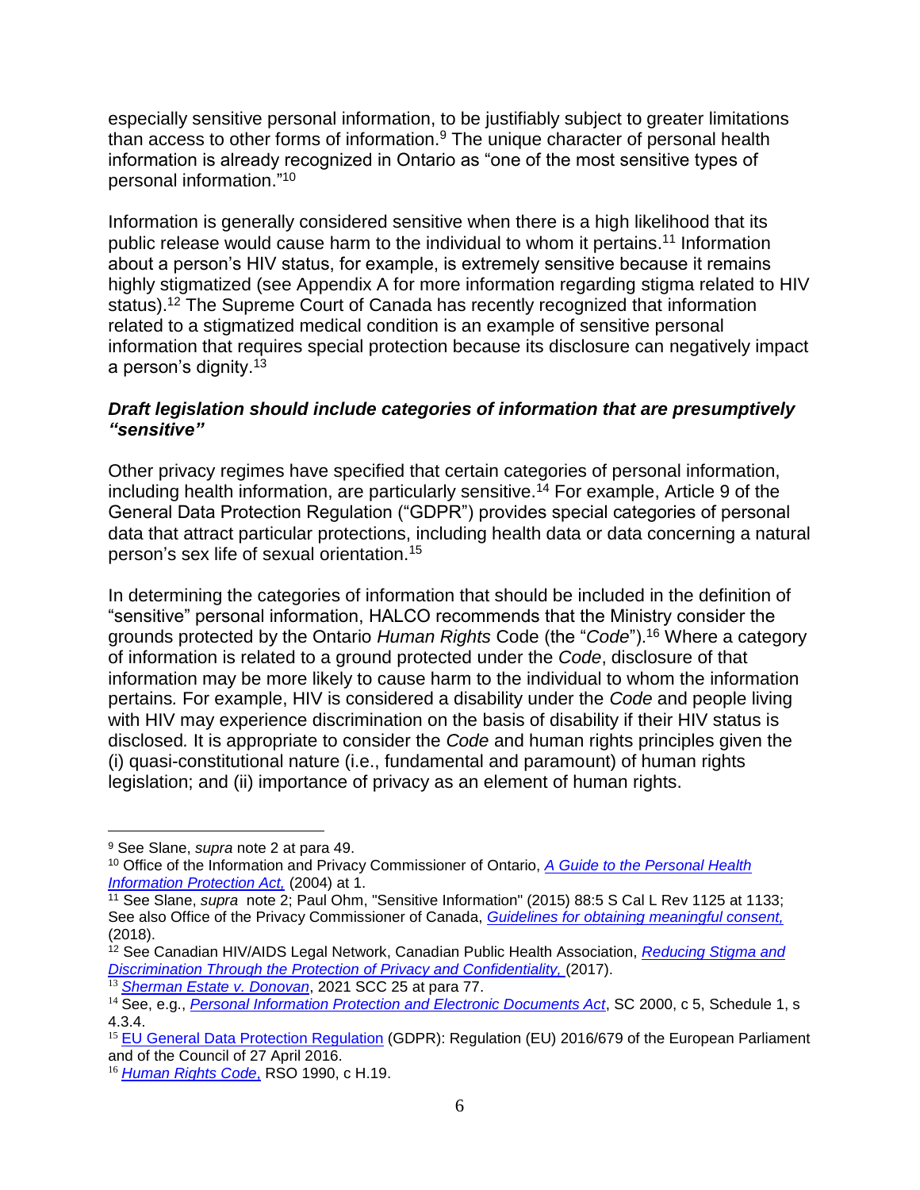especially sensitive personal information, to be justifiably subject to greater limitations than access to other forms of information.[9] The unique character of personal health information is already recognized in Ontario as "one of the most sensitive types of personal information."[10]

Information is generally considered sensitive when there is a high likelihood that its public release would cause harm to the individual to whom it pertains.[11] Information about a person's HIV status, for example, is extremely sensitive because it remains highly stigmatized (see Appendix A for more information regarding stigma related to HIV status).[12] The Supreme Court of Canada has recently recognized that information related to a stigmatized medical condition is an example of sensitive personal information that requires special protection because its disclosure can negatively impact a person's dignity.[13]

### ***Draft legislation should include categories of information that are presumptively "sensitive"***

Other privacy regimes have specified that certain categories of personal information, including health information, are particularly sensitive.[14] For example, Article 9 of the General Data Protection Regulation ("GDPR") provides special categories of personal data that attract particular protections, including health data or data concerning a natural person's sex life of sexual orientation.[15]

In determining the categories of information that should be included in the definition of "sensitive" personal information, HALCO recommends that the Ministry consider the grounds protected by the Ontario *Human Rights* Code (the "*Code*").[16] Where a category of information is related to a ground protected under the *Code*, disclosure of that information may be more likely to cause harm to the individual to whom the information pertains. For example, HIV is considered a disability under the *Code* and people living with HIV may experience discrimination on the basis of disability if their HIV status is disclosed. It is appropriate to consider the *Code* and human rights principles given the (i) quasi-constitutional nature (i.e., fundamental and paramount) of human rights legislation; and (ii) importance of privacy as an element of human rights.

---

[9] See Slane, *supra* note 2 at para 49.

[10] Office of the Information and Privacy Commissioner of Ontario, *A Guide to the Personal Health Information Protection Act,* (2004) at 1.

[11] See Slane, *supra* note 2; Paul Ohm, "Sensitive Information" (2015) 88:5 S Cal L Rev 1125 at 1133; See also Office of the Privacy Commissioner of Canada, *Guidelines for obtaining meaningful consent,* (2018).

[12] See Canadian HIV/AIDS Legal Network, Canadian Public Health Association, *Reducing Stigma and Discrimination Through the Protection of Privacy and Confidentiality,* (2017).

[13] *Sherman Estate v. Donovan*, 2021 SCC 25 at para 77.

[14] See, e.g., *Personal Information Protection and Electronic Documents Act*, SC 2000, c 5, Schedule 1, s 4.3.4.

[15] EU General Data Protection Regulation (GDPR): Regulation (EU) 2016/679 of the European Parliament and of the Council of 27 April 2016.

[16] *Human Rights Code,* RSO 1990, c H.19.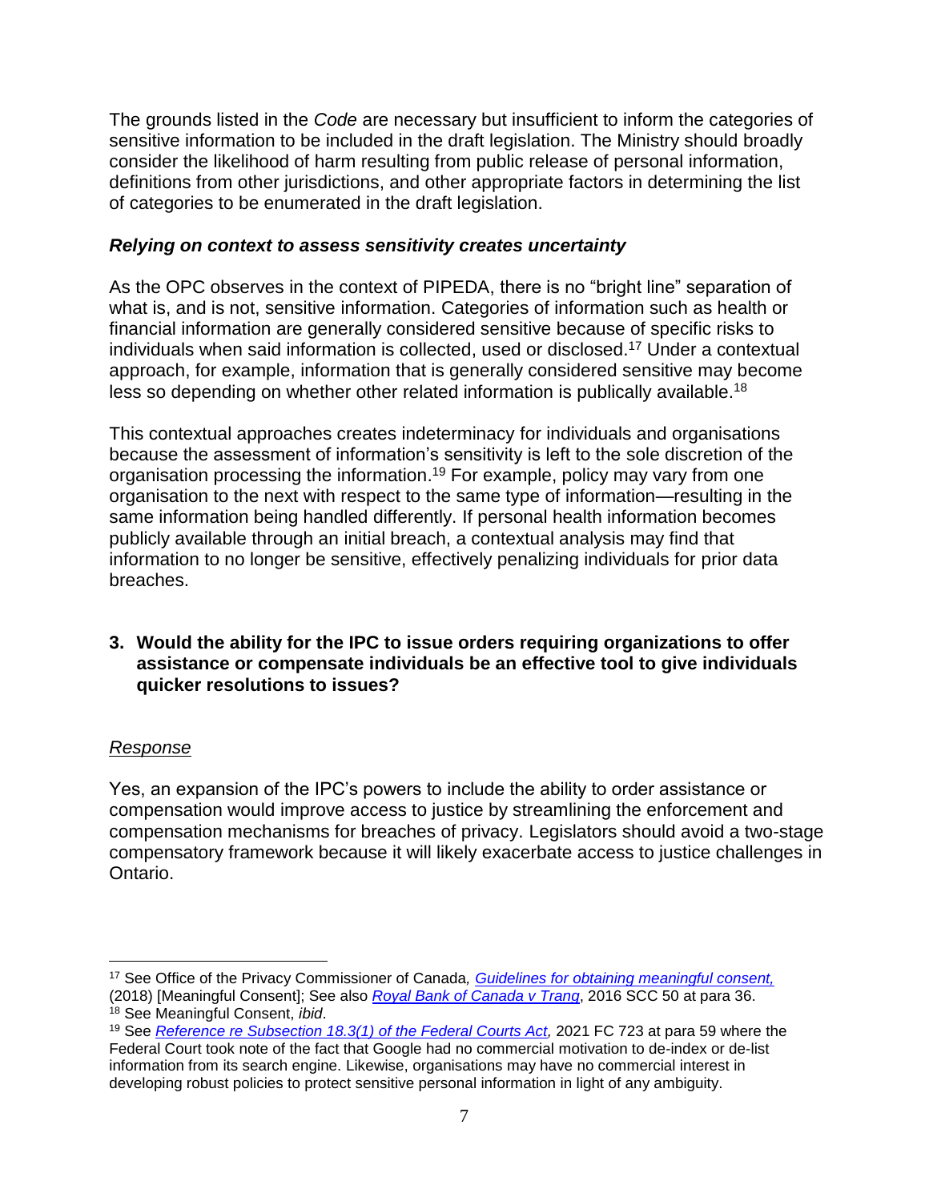The grounds listed in the *Code* are necessary but insufficient to inform the categories of sensitive information to be included in the draft legislation. The Ministry should broadly consider the likelihood of harm resulting from public release of personal information, definitions from other jurisdictions, and other appropriate factors in determining the list of categories to be enumerated in the draft legislation.

### *Relying on context to assess sensitivity creates uncertainty*

As the OPC observes in the context of PIPEDA, there is no "bright line" separation of what is, and is not, sensitive information. Categories of information such as health or financial information are generally considered sensitive because of specific risks to individuals when said information is collected, used or disclosed.[17] Under a contextual approach, for example, information that is generally considered sensitive may become less so depending on whether other related information is publically available.[18]

This contextual approaches creates indeterminacy for individuals and organisations because the assessment of information's sensitivity is left to the sole discretion of the organisation processing the information.[19] For example, policy may vary from one organisation to the next with respect to the same type of information—resulting in the same information being handled differently. If personal health information becomes publicly available through an initial breach, a contextual analysis may find that information to no longer be sensitive, effectively penalizing individuals for prior data breaches.

**3. Would the ability for the IPC to issue orders requiring organizations to offer assistance or compensate individuals be an effective tool to give individuals quicker resolutions to issues?**

<u>*Response*</u>

Yes, an expansion of the IPC's powers to include the ability to order assistance or compensation would improve access to justice by streamlining the enforcement and compensation mechanisms for breaches of privacy. Legislators should avoid a two-stage compensatory framework because it will likely exacerbate access to justice challenges in Ontario.

---

[17] See Office of the Privacy Commissioner of Canada, *Guidelines for obtaining meaningful consent,* (2018) [Meaningful Consent]; See also *Royal Bank of Canada v Trang*, 2016 SCC 50 at para 36.

[18] See Meaningful Consent, *ibid*.

[19] See *Reference re Subsection 18.3(1) of the Federal Courts Act,* 2021 FC 723 at para 59 where the Federal Court took note of the fact that Google had no commercial motivation to de-index or de-list information from its search engine. Likewise, organisations may have no commercial interest in developing robust policies to protect sensitive personal information in light of any ambiguity.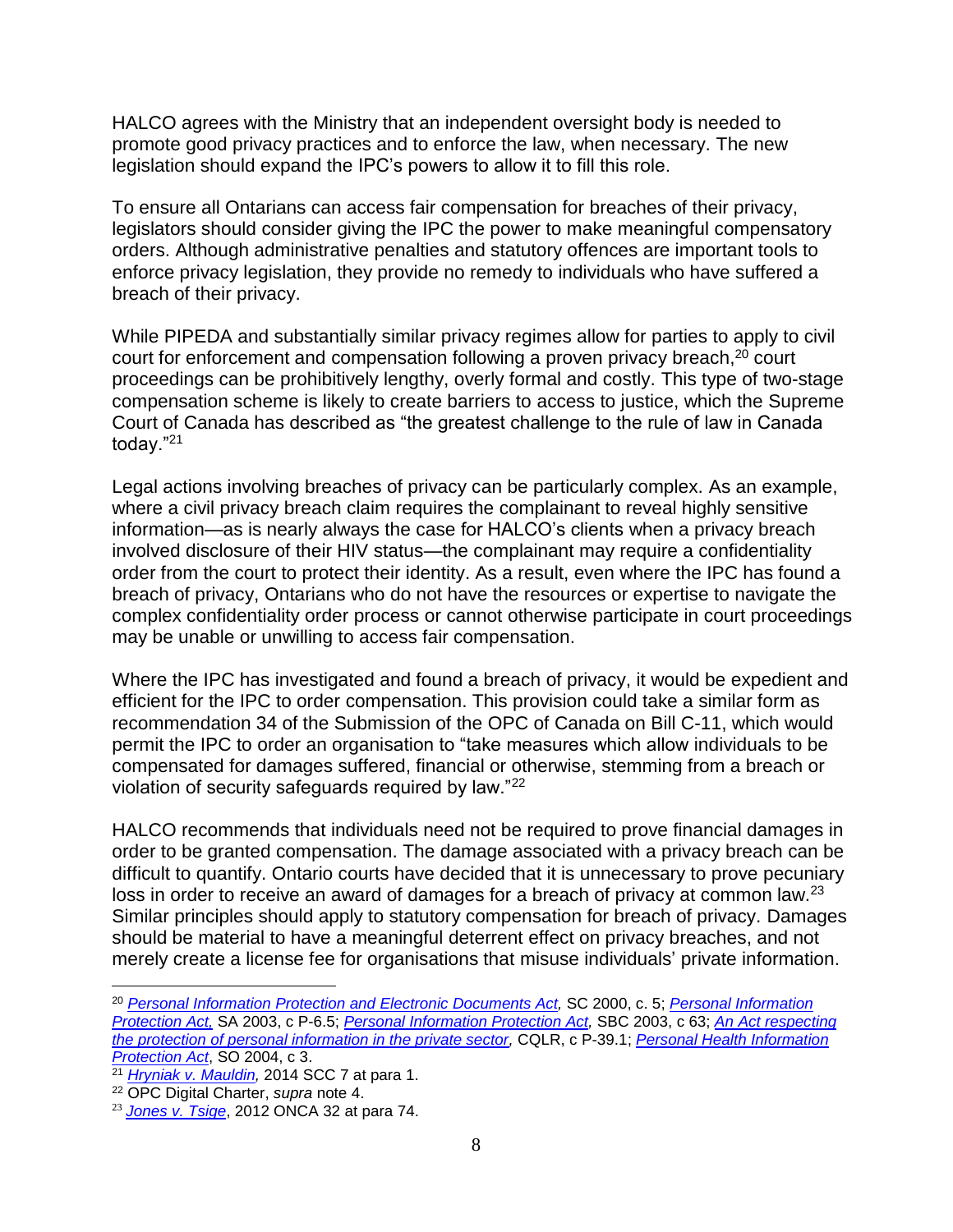HALCO agrees with the Ministry that an independent oversight body is needed to promote good privacy practices and to enforce the law, when necessary. The new legislation should expand the IPC's powers to allow it to fill this role.

To ensure all Ontarians can access fair compensation for breaches of their privacy, legislators should consider giving the IPC the power to make meaningful compensatory orders. Although administrative penalties and statutory offences are important tools to enforce privacy legislation, they provide no remedy to individuals who have suffered a breach of their privacy.

While PIPEDA and substantially similar privacy regimes allow for parties to apply to civil court for enforcement and compensation following a proven privacy breach,[20] court proceedings can be prohibitively lengthy, overly formal and costly. This type of two-stage compensation scheme is likely to create barriers to access to justice, which the Supreme Court of Canada has described as "the greatest challenge to the rule of law in Canada today."[21]

Legal actions involving breaches of privacy can be particularly complex. As an example, where a civil privacy breach claim requires the complainant to reveal highly sensitive information—as is nearly always the case for HALCO's clients when a privacy breach involved disclosure of their HIV status—the complainant may require a confidentiality order from the court to protect their identity. As a result, even where the IPC has found a breach of privacy, Ontarians who do not have the resources or expertise to navigate the complex confidentiality order process or cannot otherwise participate in court proceedings may be unable or unwilling to access fair compensation.

Where the IPC has investigated and found a breach of privacy, it would be expedient and efficient for the IPC to order compensation. This provision could take a similar form as recommendation 34 of the Submission of the OPC of Canada on Bill C-11, which would permit the IPC to order an organisation to "take measures which allow individuals to be compensated for damages suffered, financial or otherwise, stemming from a breach or violation of security safeguards required by law."[22]

HALCO recommends that individuals need not be required to prove financial damages in order to be granted compensation. The damage associated with a privacy breach can be difficult to quantify. Ontario courts have decided that it is unnecessary to prove pecuniary loss in order to receive an award of damages for a breach of privacy at common law.[23] Similar principles should apply to statutory compensation for breach of privacy. Damages should be material to have a meaningful deterrent effect on privacy breaches, and not merely create a license fee for organisations that misuse individuals' private information.

---

[20] *Personal Information Protection and Electronic Documents Act,* SC 2000, c. 5; *Personal Information Protection Act,* SA 2003, c P-6.5; *Personal Information Protection Act,* SBC 2003, c 63; *An Act respecting the protection of personal information in the private sector,* CQLR, c P-39.1; *Personal Health Information Protection Act*, SO 2004, c 3.

[21] *Hryniak v. Mauldin,* 2014 SCC 7 at para 1.

[22] OPC Digital Charter, *supra* note 4.

[23] *Jones v. Tsige*, 2012 ONCA 32 at para 74.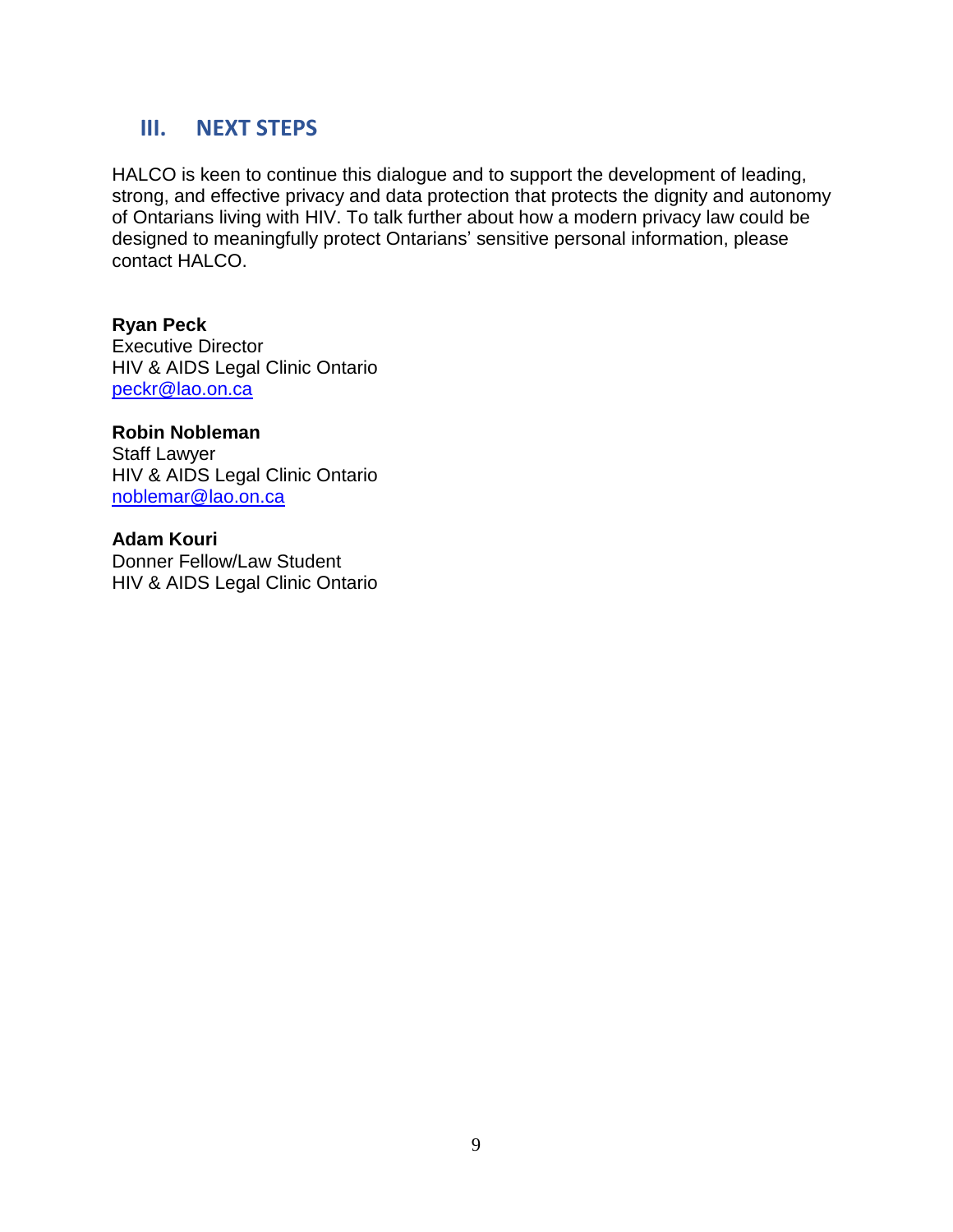## III. NEXT STEPS

HALCO is keen to continue this dialogue and to support the development of leading, strong, and effective privacy and data protection that protects the dignity and autonomy of Ontarians living with HIV. To talk further about how a modern privacy law could be designed to meaningfully protect Ontarians' sensitive personal information, please contact HALCO.

**Ryan Peck**
Executive Director
HIV & AIDS Legal Clinic Ontario
peckr@lao.on.ca

**Robin Nobleman**
Staff Lawyer
HIV & AIDS Legal Clinic Ontario
noblemar@lao.on.ca

**Adam Kouri**
Donner Fellow/Law Student
HIV & AIDS Legal Clinic Ontario